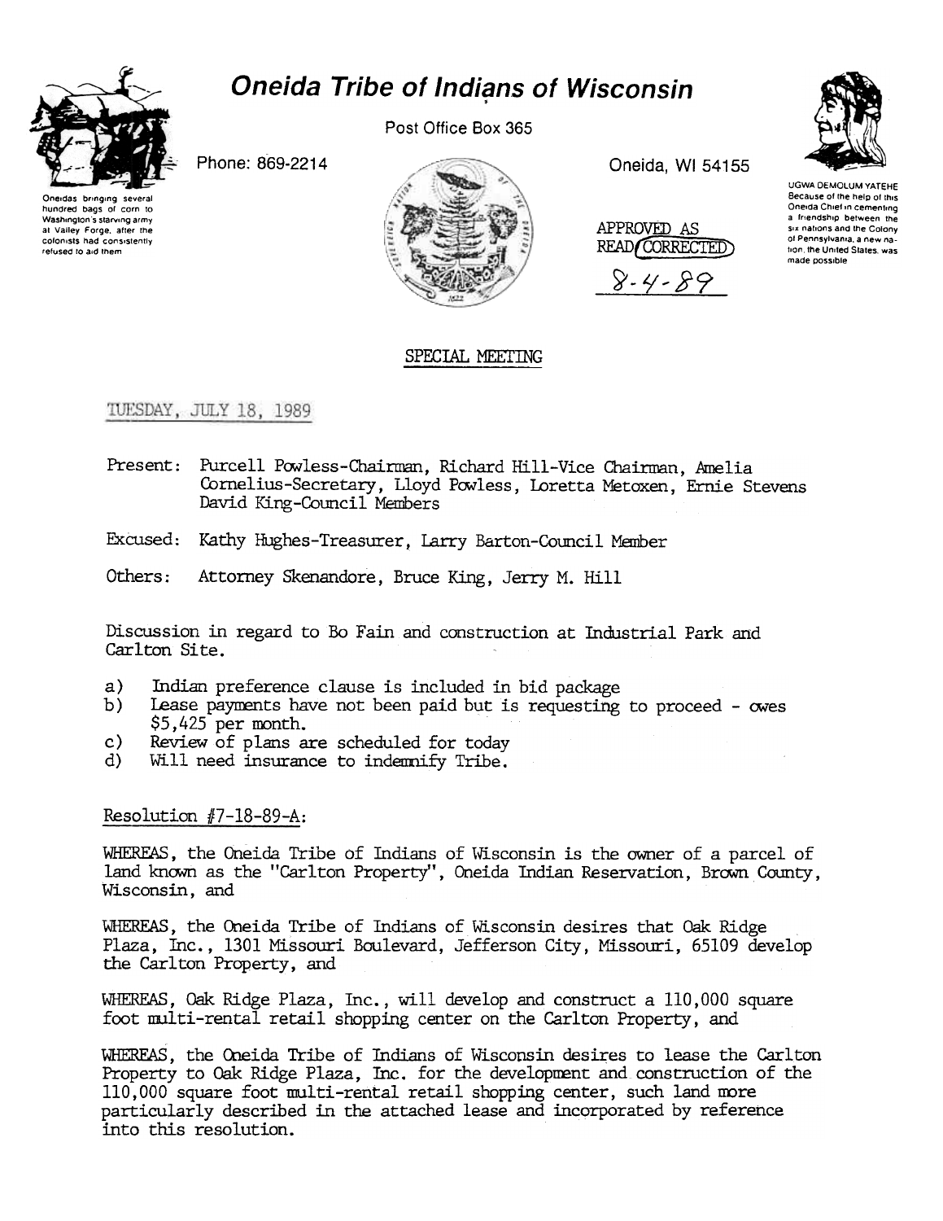# Oneida Tribe of Indians of Wisconsin

Oneidas bringing several hundred bags of corn to Washington's starving army at Valley Forge, after the colonists had consistently refused to aid them

Phone: 869-2214

Post Office Box 365

Oneida, WI 54155

UGWA DEMOLUM YATEHE
Because of the help of this Oneida Chief in cementing a friendship between the six nations and the Colony of Pennsylvania, a new nation, the United States, was made possible

APPROVED AS READ/CORRECTED
8-4-89

## SPECIAL MEETING

TUESDAY, JULY 18, 1989

Present: Purcell Powless-Chairman, Richard Hill-Vice Chairman, Amelia Cornelius-Secretary, Lloyd Powless, Loretta Metoxen, Ernie Stevens David King-Council Members

Excused: Kathy Hughes-Treasurer, Larry Barton-Council Member

Others: Attorney Skenandore, Bruce King, Jerry M. Hill

Discussion in regard to Bo Fain and construction at Industrial Park and Carlton Site.

a) Indian preference clause is included in bid package
b) Lease payments have not been paid but is requesting to proceed - owes $5,425 per month.
c) Review of plans are scheduled for today
d) Will need insurance to indemnify Tribe.

Resolution #7-18-89-A:

WHEREAS, the Oneida Tribe of Indians of Wisconsin is the owner of a parcel of land known as the "Carlton Property", Oneida Indian Reservation, Brown County, Wisconsin, and

WHEREAS, the Oneida Tribe of Indians of Wisconsin desires that Oak Ridge Plaza, Inc., 1301 Missouri Boulevard, Jefferson City, Missouri, 65109 develop the Carlton Property, and

WHEREAS, Oak Ridge Plaza, Inc., will develop and construct a 110,000 square foot multi-rental retail shopping center on the Carlton Property, and

WHEREAS, the Oneida Tribe of Indians of Wisconsin desires to lease the Carlton Property to Oak Ridge Plaza, Inc. for the development and construction of the 110,000 square foot multi-rental retail shopping center, such land more particularly described in the attached lease and incorporated by reference into this resolution.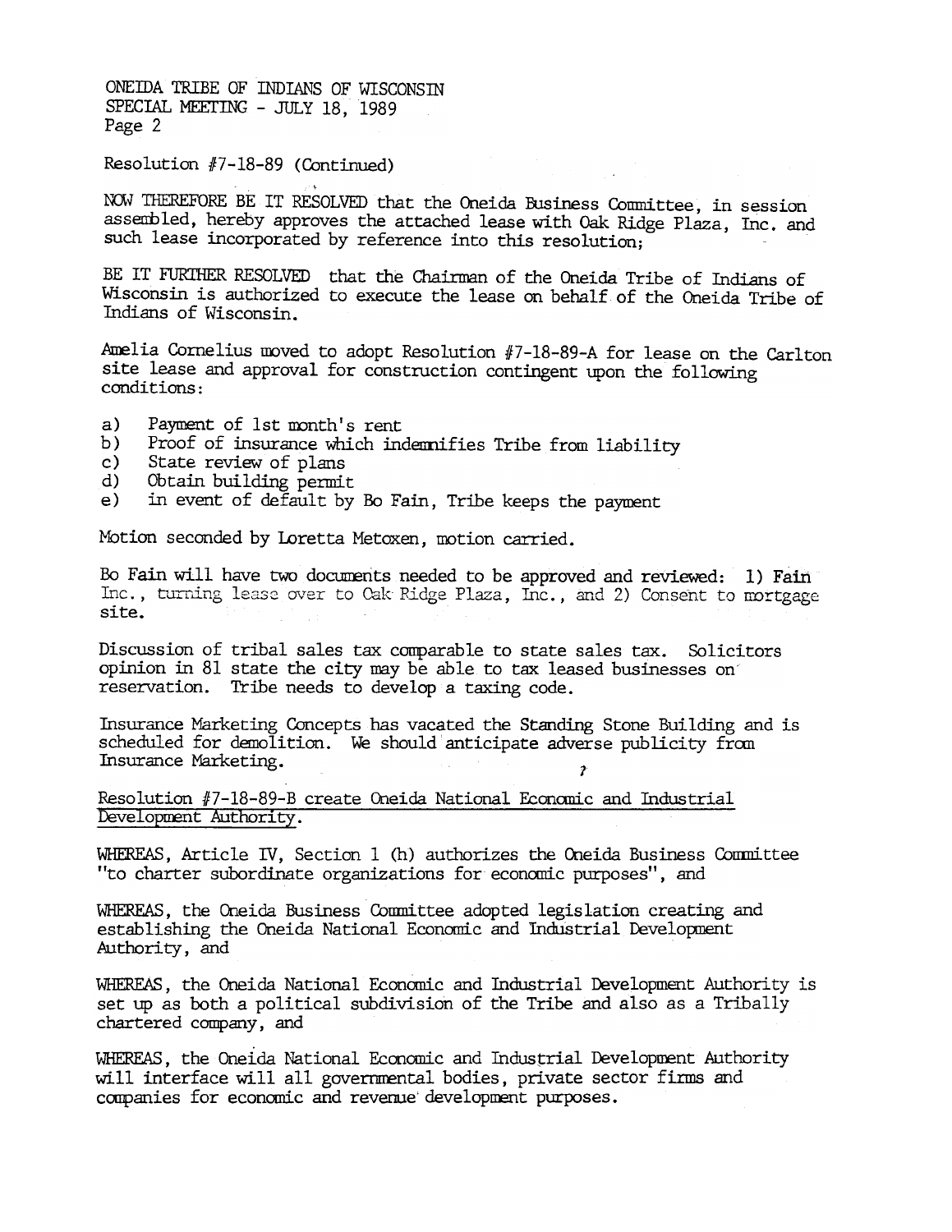Resolution #7-18-89 (Continued)

NOW THEREFORE BE IT RESOLVED that the Oneida Business Committee, in session assembled, hereby approves the attached lease with Oak Ridge Plaza, Inc. and such lease incorporated by reference into this resolution;

BE IT FURTHER RESOLVED that the Chairman of the Oneida Tribe of Indians of Wisconsin is authorized to execute the lease on behalf of the Oneida Tribe of Indians of Wisconsin.

Amelia Cornelius moved to adopt Resolution #7-18-89-A for lease on the Carlton site lease and approval for construction contingent upon the following conditions:

a) Payment of 1st month's rent
b) Proof of insurance which indemnifies Tribe from liability
c) State review of plans
d) Obtain building permit
e) in event of default by Bo Fain, Tribe keeps the payment

Motion seconded by Loretta Metoxen, motion carried.

Bo Fain will have two documents needed to be approved and reviewed: 1) Fain Inc., turning lease over to Oak Ridge Plaza, Inc., and 2) Consent to mortgage site.

Discussion of tribal sales tax comparable to state sales tax. Solicitors opinion in 81 state the city may be able to tax leased businesses on reservation. Tribe needs to develop a taxing code.

Insurance Marketing Concepts has vacated the Standing Stone Building and is scheduled for demolition. We should anticipate adverse publicity from Insurance Marketing.

Resolution #7-18-89-B create Oneida National Economic and Industrial Development Authority.

WHEREAS, Article IV, Section 1 (h) authorizes the Oneida Business Committee "to charter subordinate organizations for economic purposes", and

WHEREAS, the Oneida Business Committee adopted legislation creating and establishing the Oneida National Economic and Industrial Development Authority, and

WHEREAS, the Oneida National Economic and Industrial Development Authority is set up as both a political subdivision of the Tribe and also as a Tribally chartered company, and

WHEREAS, the Oneida National Economic and Industrial Development Authority will interface will all governmental bodies, private sector firms and companies for economic and revenue development purposes.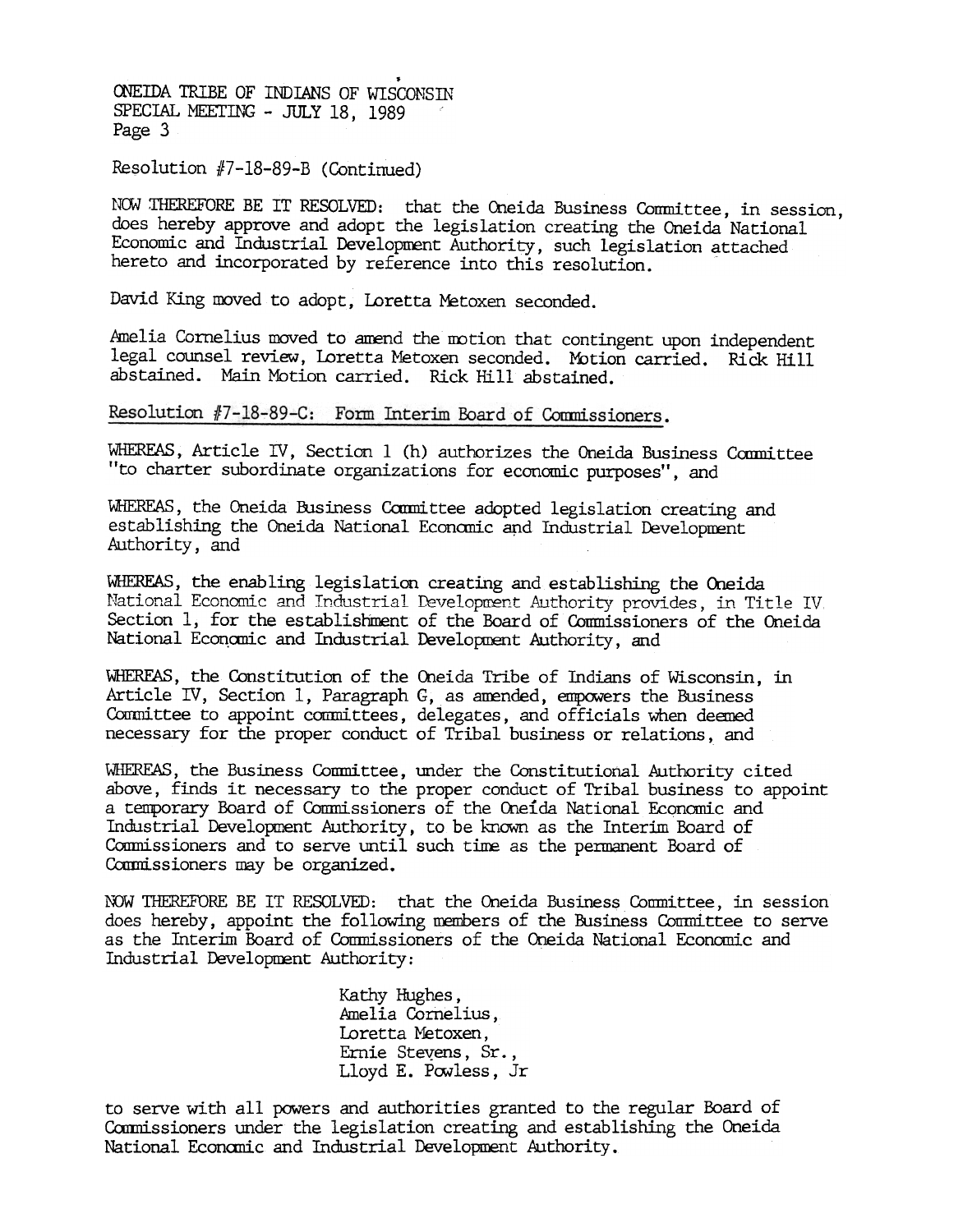Resolution #7-18-89-B (Continued)

NOW THEREFORE BE IT RESOLVED: that the Oneida Business Committee, in session, does hereby approve and adopt the legislation creating the Oneida National Economic and Industrial Development Authority, such legislation attached hereto and incorporated by reference into this resolution.

David King moved to adopt, Loretta Metoxen seconded.

Amelia Cornelius moved to amend the motion that contingent upon independent legal counsel review, Loretta Metoxen seconded. Motion carried. Rick Hill abstained. Main Motion carried. Rick Hill abstained.

Resolution #7-18-89-C: Form Interim Board of Commissioners.

WHEREAS, Article IV, Section 1 (h) authorizes the Oneida Business Committee "to charter subordinate organizations for economic purposes", and

WHEREAS, the Oneida Business Committee adopted legislation creating and establishing the Oneida National Economic and Industrial Development Authority, and

WHEREAS, the enabling legislation creating and establishing the Oneida National Economic and Industrial Development Authority provides, in Title IV Section 1, for the establishment of the Board of Commissioners of the Oneida National Economic and Industrial Development Authority, and

WHEREAS, the Constitution of the Oneida Tribe of Indians of Wisconsin, in Article IV, Section 1, Paragraph G, as amended, empowers the Business Committee to appoint committees, delegates, and officials when deemed necessary for the proper conduct of Tribal business or relations, and

WHEREAS, the Business Committee, under the Constitutional Authority cited above, finds it necessary to the proper conduct of Tribal business to appoint a temporary Board of Commissioners of the Oneida National Economic and Industrial Development Authority, to be known as the Interim Board of Commissioners and to serve until such time as the permanent Board of Commissioners may be organized.

NOW THEREFORE BE IT RESOLVED: that the Oneida Business Committee, in session does hereby, appoint the following members of the Business Committee to serve as the Interim Board of Commissioners of the Oneida National Economic and Industrial Development Authority:

Kathy Hughes,
Amelia Cornelius,
Loretta Metoxen,
Ernie Stevens, Sr.,
Lloyd E. Powless, Jr

to serve with all powers and authorities granted to the regular Board of Commissioners under the legislation creating and establishing the Oneida National Economic and Industrial Development Authority.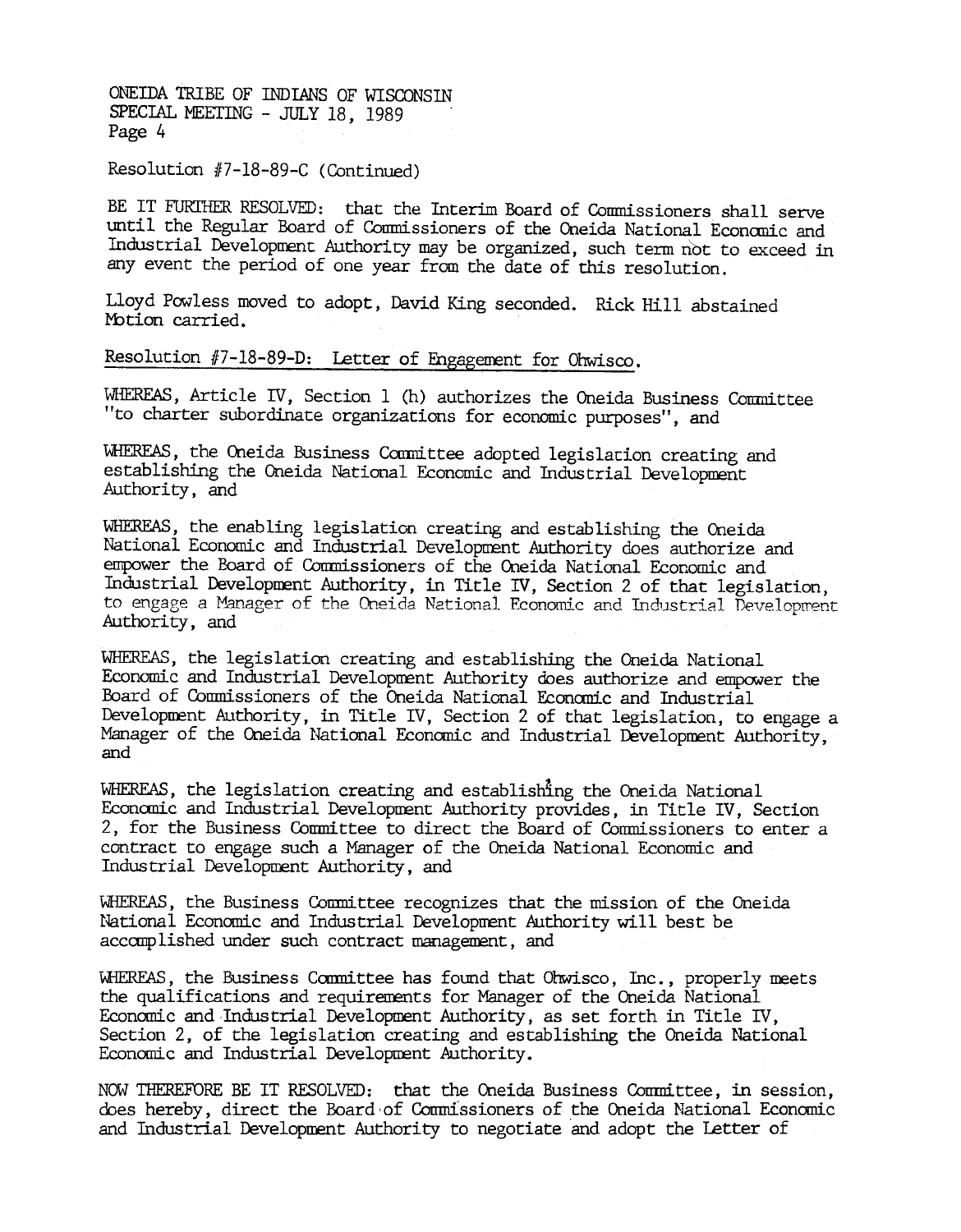Resolution #7-18-89-C (Continued)

BE IT FURTHER RESOLVED: that the Interim Board of Commissioners shall serve until the Regular Board of Commissioners of the Oneida National Economic and Industrial Development Authority may be organized, such term not to exceed in any event the period of one year from the date of this resolution.

Lloyd Powless moved to adopt, David King seconded. Rick Hill abstained Motion carried.

Resolution #7-18-89-D: Letter of Engagement for Ohwisco.

WHEREAS, Article IV, Section 1 (h) authorizes the Oneida Business Committee "to charter subordinate organizations for economic purposes", and

WHEREAS, the Oneida Business Committee adopted legislation creating and establishing the Oneida National Economic and Industrial Development Authority, and

WHEREAS, the enabling legislation creating and establishing the Oneida National Economic and Industrial Development Authority does authorize and empower the Board of Commissioners of the Oneida National Economic and Industrial Development Authority, in Title IV, Section 2 of that legislation, to engage a Manager of the Oneida National Economic and Industrial Development Authority, and

WHEREAS, the legislation creating and establishing the Oneida National Economic and Industrial Development Authority does authorize and empower the Board of Commissioners of the Oneida National Economic and Industrial Development Authority, in Title IV, Section 2 of that legislation, to engage a Manager of the Oneida National Economic and Industrial Development Authority, and

WHEREAS, the legislation creating and establishing the Oneida National Economic and Industrial Development Authority provides, in Title IV, Section 2, for the Business Committee to direct the Board of Commissioners to enter a contract to engage such a Manager of the Oneida National Economic and Industrial Development Authority, and

WHEREAS, the Business Committee recognizes that the mission of the Oneida National Economic and Industrial Development Authority will best be accomplished under such contract management, and

WHEREAS, the Business Committee has found that Ohwisco, Inc., properly meets the qualifications and requirements for Manager of the Oneida National Economic and Industrial Development Authority, as set forth in Title IV, Section 2, of the legislation creating and establishing the Oneida National Economic and Industrial Development Authority.

NOW THEREFORE BE IT RESOLVED: that the Oneida Business Committee, in session, does hereby, direct the Board of Commissioners of the Oneida National Economic and Industrial Development Authority to negotiate and adopt the Letter of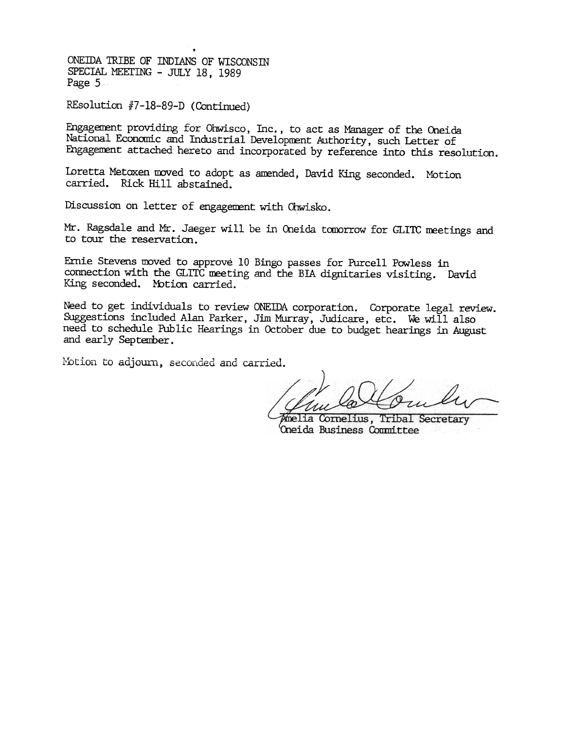REsolution #7-18-89-D (Continued)

Engagement providing for Ohwisco, Inc., to act as Manager of the Oneida National Economic and Industrial Development Authority, such Letter of Engagement attached hereto and incorporated by reference into this resolution.

Loretta Metoxen moved to adopt as amended, David King seconded. Motion carried. Rick Hill abstained.

Discussion on letter of engagement with Ohwisko.

Mr. Ragsdale and Mr. Jaeger will be in Oneida tomorrow for GLITC meetings and to tour the reservation.

Ernie Stevens moved to approve 10 Bingo passes for Purcell Powless in connection with the GLITC meeting and the BIA dignitaries visiting. David King seconded. Motion carried.

Need to get individuals to review ONEIDA corporation. Corporate legal review. Suggestions included Alan Parker, Jim Murray, Judicare, etc. We will also need to schedule Public Hearings in October due to budget hearings in August and early September.

Motion to adjourn, seconded and carried.

Amelia Cornelius, Tribal Secretary
Oneida Business Committee